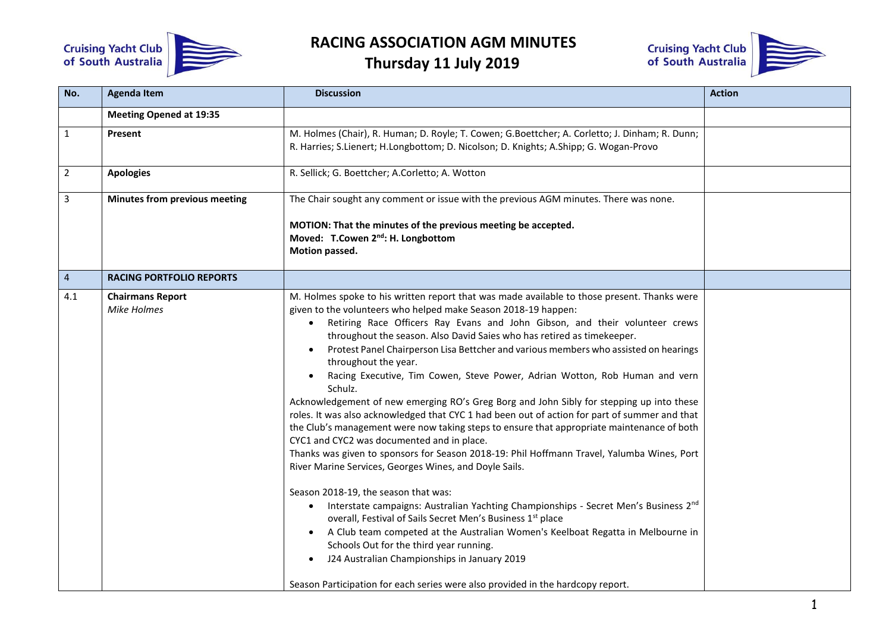# RACING ASSOCIATION AGM MINUTES

## Thursday 11 July 2019

| No. | Agenda Item | Discussion | Action |
|---|---|---|---|
| | **Meeting Opened at 19:35** | | |
| 1 | **Present** | M. Holmes (Chair), R. Human; D. Royle; T. Cowen; G.Boettcher; A. Corletto; J. Dinham; R. Dunn; R. Harries; S.Lienert; H.Longbottom; D. Nicolson; D. Knights; A.Shipp; G. Wogan-Provo | |
| 2 | **Apologies** | R. Sellick; G. Boettcher; A.Corletto; A. Wotton | |
| 3 | **Minutes from previous meeting** | The Chair sought any comment or issue with the previous AGM minutes. There was none.<br><br>**MOTION: That the minutes of the previous meeting be accepted.**<br>**Moved: T.Cowen 2nd: H. Longbottom**<br>**Motion passed.** | |
| 4 | **RACING PORTFOLIO REPORTS** | | |
| 4.1 | **Chairmans Report**<br>*Mike Holmes* | M. Holmes spoke to his written report that was made available to those present. Thanks were given to the volunteers who helped make Season 2018-19 happen:<br>• Retiring Race Officers Ray Evans and John Gibson, and their volunteer crews throughout the season. Also David Saies who has retired as timekeeper.<br>• Protest Panel Chairperson Lisa Bettcher and various members who assisted on hearings throughout the year.<br>• Racing Executive, Tim Cowen, Steve Power, Adrian Wotton, Rob Human and vern Schulz.<br>Acknowledgement of new emerging RO's Greg Borg and John Sibly for stepping up into these roles. It was also acknowledged that CYC 1 had been out of action for part of summer and that the Club's management were now taking steps to ensure that appropriate maintenance of both CYC1 and CYC2 was documented and in place.<br>Thanks was given to sponsors for Season 2018-19: Phil Hoffmann Travel, Yalumba Wines, Port River Marine Services, Georges Wines, and Doyle Sails.<br><br>Season 2018-19, the season that was:<br>• Interstate campaigns: Australian Yachting Championships - Secret Men's Business 2nd overall, Festival of Sails Secret Men's Business 1st place<br>• A Club team competed at the Australian Women's Keelboat Regatta in Melbourne in Schools Out for the third year running.<br>• J24 Australian Championships in January 2019<br><br>Season Participation for each series were also provided in the hardcopy report. | |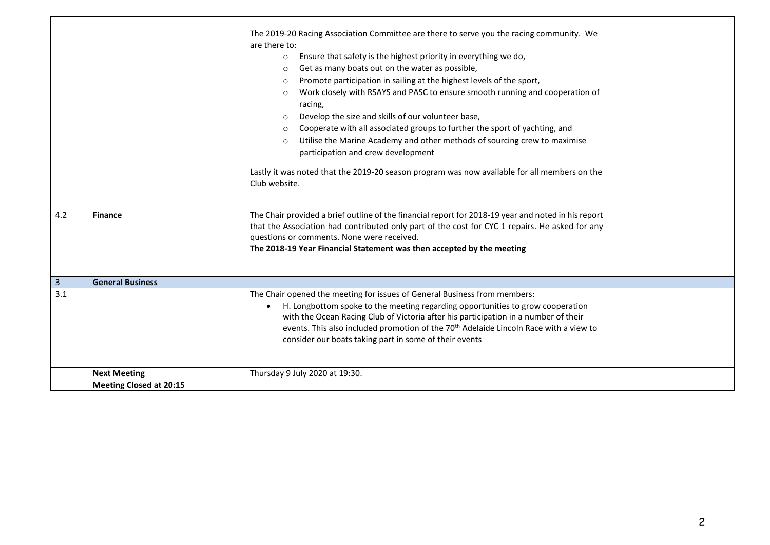| | | | |
|---|---|---|---|
| | | The 2019-20 Racing Association Committee are there to serve you the racing community. We are there to:<br>o Ensure that safety is the highest priority in everything we do,<br>o Get as many boats out on the water as possible,<br>o Promote participation in sailing at the highest levels of the sport,<br>o Work closely with RSAYS and PASC to ensure smooth running and cooperation of racing,<br>o Develop the size and skills of our volunteer base,<br>o Cooperate with all associated groups to further the sport of yachting, and<br>o Utilise the Marine Academy and other methods of sourcing crew to maximise participation and crew development<br><br>Lastly it was noted that the 2019-20 season program was now available for all members on the Club website. | |
| 4.2 | **Finance** | The Chair provided a brief outline of the financial report for 2018-19 year and noted in his report that the Association had contributed only part of the cost for CYC 1 repairs. He asked for any questions or comments. None were received.<br>**The 2018-19 Year Financial Statement was then accepted by the meeting** | |
| 3 | **General Business** | | |
| 3.1 | | The Chair opened the meeting for issues of General Business from members:<br>• H. Longbottom spoke to the meeting regarding opportunities to grow cooperation with the Ocean Racing Club of Victoria after his participation in a number of their events. This also included promotion of the 70th Adelaide Lincoln Race with a view to consider our boats taking part in some of their events | |
| | **Next Meeting** | Thursday 9 July 2020 at 19:30. | |
| | **Meeting Closed at 20:15** | | |